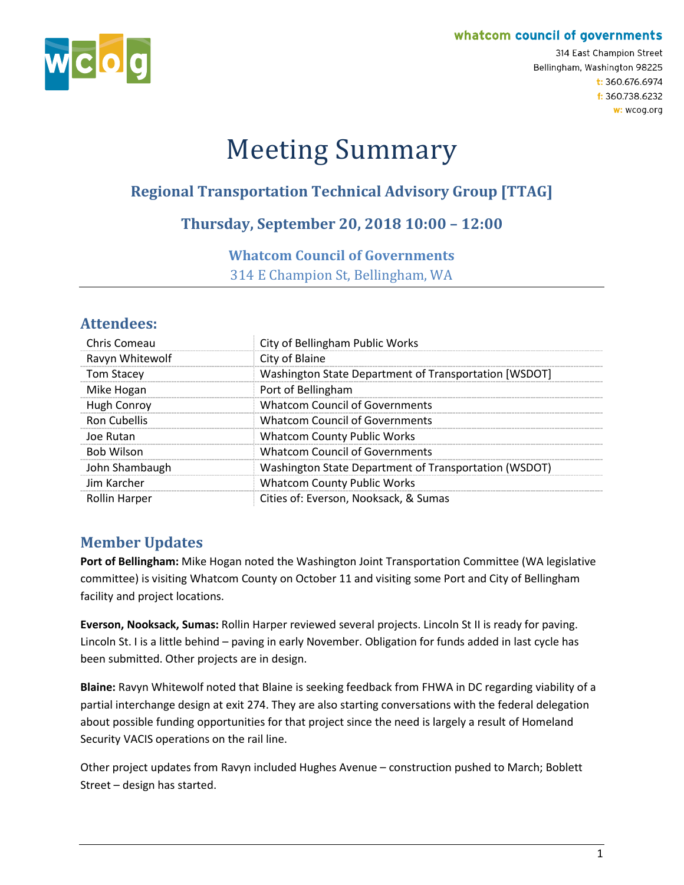whatcom council of governments

314 East Champion Street
Bellingham, Washington 98225
t: 360.676.6974
f: 360.738.6232
w: wcog.org

# Meeting Summary

## Regional Transportation Technical Advisory Group [TTAG]

### Thursday, September 20, 2018 10:00 – 12:00

**Whatcom Council of Governments**
314 E Champion St, Bellingham, WA

## Attendees:

| | |
|---|---|
| Chris Comeau | City of Bellingham Public Works |
| Ravyn Whitewolf | City of Blaine |
| Tom Stacey | Washington State Department of Transportation [WSDOT] |
| Mike Hogan | Port of Bellingham |
| Hugh Conroy | Whatcom Council of Governments |
| Ron Cubellis | Whatcom Council of Governments |
| Joe Rutan | Whatcom County Public Works |
| Bob Wilson | Whatcom Council of Governments |
| John Shambaugh | Washington State Department of Transportation (WSDOT) |
| Jim Karcher | Whatcom County Public Works |
| Rollin Harper | Cities of: Everson, Nooksack, & Sumas |

## Member Updates

**Port of Bellingham:** Mike Hogan noted the Washington Joint Transportation Committee (WA legislative committee) is visiting Whatcom County on October 11 and visiting some Port and City of Bellingham facility and project locations.

**Everson, Nooksack, Sumas:** Rollin Harper reviewed several projects. Lincoln St II is ready for paving. Lincoln St. I is a little behind – paving in early November. Obligation for funds added in last cycle has been submitted. Other projects are in design.

**Blaine:** Ravyn Whitewolf noted that Blaine is seeking feedback from FHWA in DC regarding viability of a partial interchange design at exit 274. They are also starting conversations with the federal delegation about possible funding opportunities for that project since the need is largely a result of Homeland Security VACIS operations on the rail line.

Other project updates from Ravyn included Hughes Avenue – construction pushed to March; Boblett Street – design has started.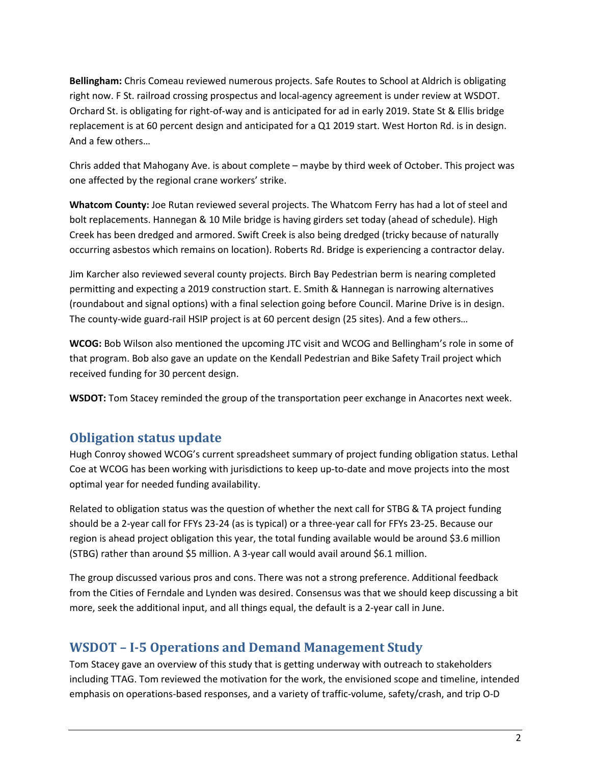**Bellingham:** Chris Comeau reviewed numerous projects. Safe Routes to School at Aldrich is obligating right now. F St. railroad crossing prospectus and local-agency agreement is under review at WSDOT. Orchard St. is obligating for right-of-way and is anticipated for ad in early 2019. State St & Ellis bridge replacement is at 60 percent design and anticipated for a Q1 2019 start. West Horton Rd. is in design. And a few others…

Chris added that Mahogany Ave. is about complete – maybe by third week of October. This project was one affected by the regional crane workers' strike.

**Whatcom County:** Joe Rutan reviewed several projects. The Whatcom Ferry has had a lot of steel and bolt replacements. Hannegan & 10 Mile bridge is having girders set today (ahead of schedule). High Creek has been dredged and armored. Swift Creek is also being dredged (tricky because of naturally occurring asbestos which remains on location). Roberts Rd. Bridge is experiencing a contractor delay.

Jim Karcher also reviewed several county projects. Birch Bay Pedestrian berm is nearing completed permitting and expecting a 2019 construction start. E. Smith & Hannegan is narrowing alternatives (roundabout and signal options) with a final selection going before Council. Marine Drive is in design. The county-wide guard-rail HSIP project is at 60 percent design (25 sites). And a few others…

**WCOG:** Bob Wilson also mentioned the upcoming JTC visit and WCOG and Bellingham's role in some of that program. Bob also gave an update on the Kendall Pedestrian and Bike Safety Trail project which received funding for 30 percent design.

**WSDOT:** Tom Stacey reminded the group of the transportation peer exchange in Anacortes next week.

## Obligation status update

Hugh Conroy showed WCOG's current spreadsheet summary of project funding obligation status. Lethal Coe at WCOG has been working with jurisdictions to keep up-to-date and move projects into the most optimal year for needed funding availability.

Related to obligation status was the question of whether the next call for STBG & TA project funding should be a 2-year call for FFYs 23-24 (as is typical) or a three-year call for FFYs 23-25. Because our region is ahead project obligation this year, the total funding available would be around $3.6 million (STBG) rather than around $5 million. A 3-year call would avail around $6.1 million.

The group discussed various pros and cons. There was not a strong preference. Additional feedback from the Cities of Ferndale and Lynden was desired. Consensus was that we should keep discussing a bit more, seek the additional input, and all things equal, the default is a 2-year call in June.

## WSDOT – I-5 Operations and Demand Management Study

Tom Stacey gave an overview of this study that is getting underway with outreach to stakeholders including TTAG. Tom reviewed the motivation for the work, the envisioned scope and timeline, intended emphasis on operations-based responses, and a variety of traffic-volume, safety/crash, and trip O-D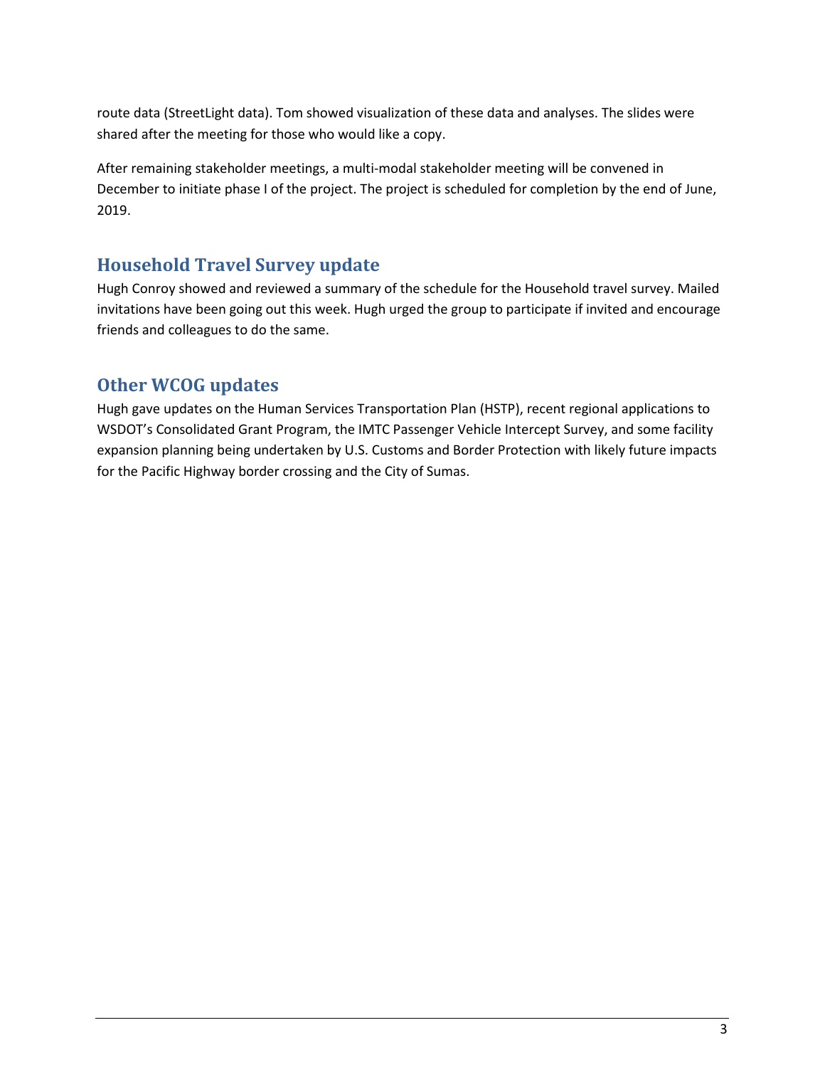route data (StreetLight data). Tom showed visualization of these data and analyses. The slides were shared after the meeting for those who would like a copy.

After remaining stakeholder meetings, a multi-modal stakeholder meeting will be convened in December to initiate phase I of the project. The project is scheduled for completion by the end of June, 2019.

## Household Travel Survey update

Hugh Conroy showed and reviewed a summary of the schedule for the Household travel survey. Mailed invitations have been going out this week. Hugh urged the group to participate if invited and encourage friends and colleagues to do the same.

## Other WCOG updates

Hugh gave updates on the Human Services Transportation Plan (HSTP), recent regional applications to WSDOT's Consolidated Grant Program, the IMTC Passenger Vehicle Intercept Survey, and some facility expansion planning being undertaken by U.S. Customs and Border Protection with likely future impacts for the Pacific Highway border crossing and the City of Sumas.